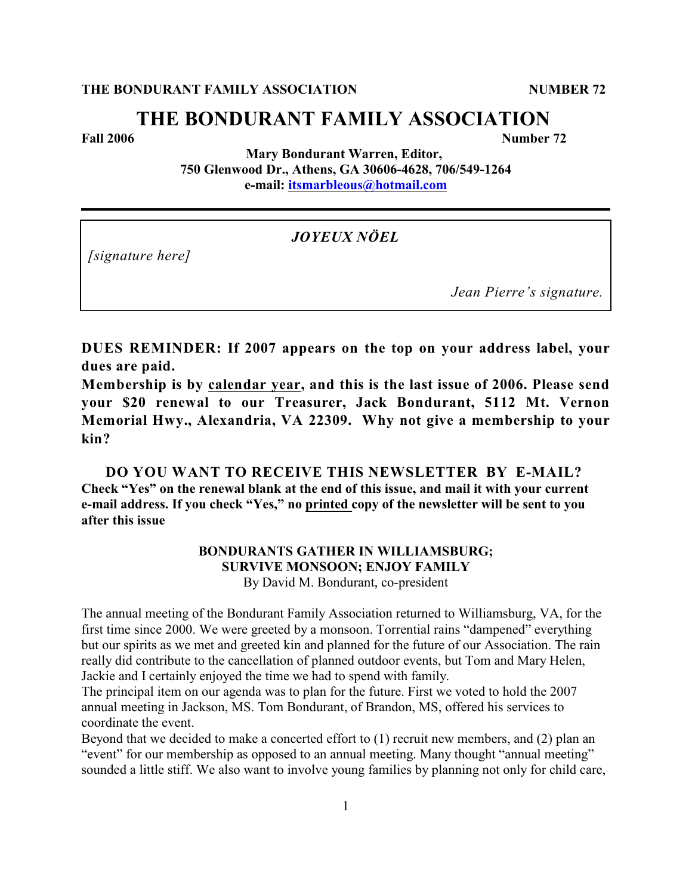# THE BONDURANT FAMILY ASSOCIATION

**Fall 2006** **Number 72**

**Mary Bondurant Warren, Editor,**
**750 Glenwood Dr., Athens, GA 30606-4628, 706/549-1264**
**e-mail: itsmarbleous@hotmail.com**

---

*JOYEUX NÖEL*

*[signature here]*

*Jean Pierre's signature.*

**DUES REMINDER: If 2007 appears on the top on your address label, your dues are paid.**

**Membership is by calendar year, and this is the last issue of 2006. Please send your $20 renewal to our Treasurer, Jack Bondurant, 5112 Mt. Vernon Memorial Hwy., Alexandria, VA 22309. Why not give a membership to your kin?**

**DO YOU WANT TO RECEIVE THIS NEWSLETTER BY E-MAIL?**
**Check "Yes" on the renewal blank at the end of this issue, and mail it with your current e-mail address. If you check "Yes," no printed copy of the newsletter will be sent to you after this issue**

### BONDURANTS GATHER IN WILLIAMSBURG; SURVIVE MONSOON; ENJOY FAMILY

By David M. Bondurant, co-president

The annual meeting of the Bondurant Family Association returned to Williamsburg, VA, for the first time since 2000. We were greeted by a monsoon. Torrential rains "dampened" everything but our spirits as we met and greeted kin and planned for the future of our Association. The rain really did contribute to the cancellation of planned outdoor events, but Tom and Mary Helen, Jackie and I certainly enjoyed the time we had to spend with family.

The principal item on our agenda was to plan for the future. First we voted to hold the 2007 annual meeting in Jackson, MS. Tom Bondurant, of Brandon, MS, offered his services to coordinate the event.

Beyond that we decided to make a concerted effort to (1) recruit new members, and (2) plan an "event" for our membership as opposed to an annual meeting. Many thought "annual meeting" sounded a little stiff. We also want to involve young families by planning not only for child care,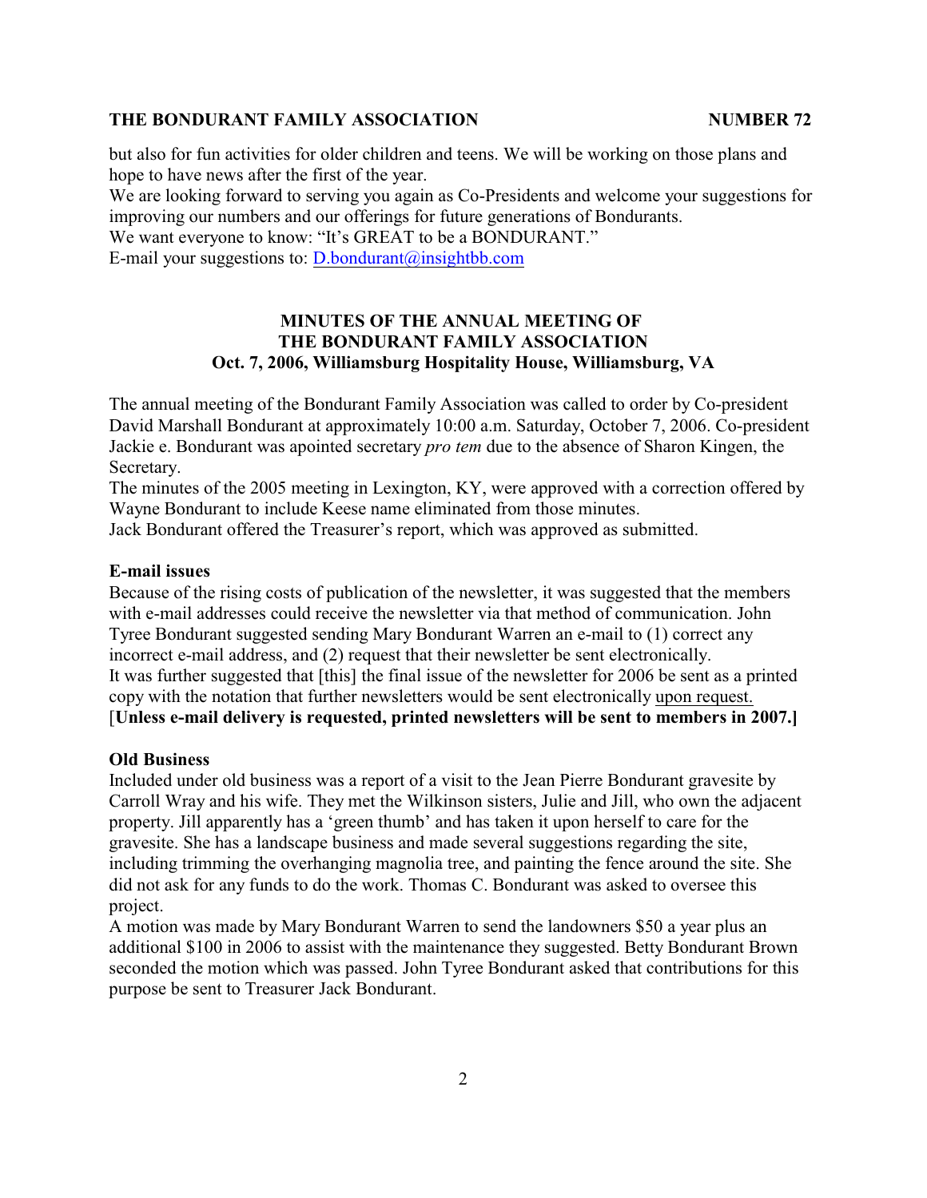but also for fun activities for older children and teens. We will be working on those plans and hope to have news after the first of the year.

We are looking forward to serving you again as Co-Presidents and welcome your suggestions for improving our numbers and our offerings for future generations of Bondurants.

We want everyone to know: "It's GREAT to be a BONDURANT."

E-mail your suggestions to: D.bondurant@insightbb.com

## MINUTES OF THE ANNUAL MEETING OF THE BONDURANT FAMILY ASSOCIATION
### Oct. 7, 2006, Williamsburg Hospitality House, Williamsburg, VA

The annual meeting of the Bondurant Family Association was called to order by Co-president David Marshall Bondurant at approximately 10:00 a.m. Saturday, October 7, 2006. Co-president Jackie e. Bondurant was apointed secretary *pro tem* due to the absence of Sharon Kingen, the Secretary.

The minutes of the 2005 meeting in Lexington, KY, were approved with a correction offered by Wayne Bondurant to include Keese name eliminated from those minutes.

Jack Bondurant offered the Treasurer's report, which was approved as submitted.

**E-mail issues**

Because of the rising costs of publication of the newsletter, it was suggested that the members with e-mail addresses could receive the newsletter via that method of communication. John Tyree Bondurant suggested sending Mary Bondurant Warren an e-mail to (1) correct any incorrect e-mail address, and (2) request that their newsletter be sent electronically.

It was further suggested that [this] the final issue of the newsletter for 2006 be sent as a printed copy with the notation that further newsletters would be sent electronically upon request.

[**Unless e-mail delivery is requested, printed newsletters will be sent to members in 2007.]**

**Old Business**

Included under old business was a report of a visit to the Jean Pierre Bondurant gravesite by Carroll Wray and his wife. They met the Wilkinson sisters, Julie and Jill, who own the adjacent property. Jill apparently has a 'green thumb' and has taken it upon herself to care for the gravesite. She has a landscape business and made several suggestions regarding the site, including trimming the overhanging magnolia tree, and painting the fence around the site. She did not ask for any funds to do the work. Thomas C. Bondurant was asked to oversee this project.

A motion was made by Mary Bondurant Warren to send the landowners $50 a year plus an additional $100 in 2006 to assist with the maintenance they suggested. Betty Bondurant Brown seconded the motion which was passed. John Tyree Bondurant asked that contributions for this purpose be sent to Treasurer Jack Bondurant.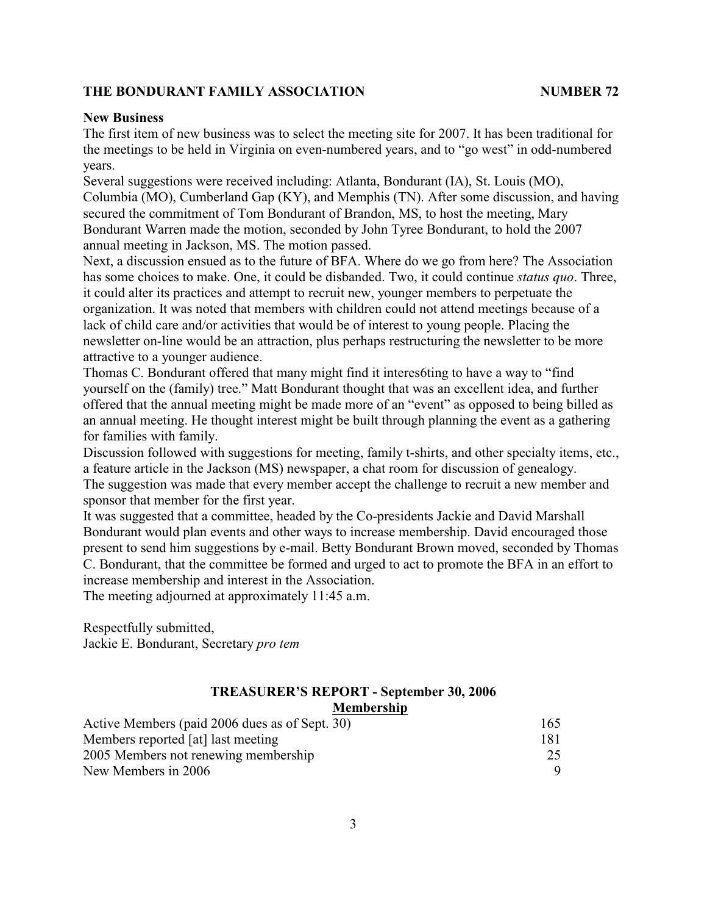**New Business**

The first item of new business was to select the meeting site for 2007. It has been traditional for the meetings to be held in Virginia on even-numbered years, and to "go west" in odd-numbered years.

Several suggestions were received including: Atlanta, Bondurant (IA), St. Louis (MO), Columbia (MO), Cumberland Gap (KY), and Memphis (TN). After some discussion, and having secured the commitment of Tom Bondurant of Brandon, MS, to host the meeting, Mary Bondurant Warren made the motion, seconded by John Tyree Bondurant, to hold the 2007 annual meeting in Jackson, MS. The motion passed.

Next, a discussion ensued as to the future of BFA. Where do we go from here? The Association has some choices to make. One, it could be disbanded. Two, it could continue *status quo*. Three, it could alter its practices and attempt to recruit new, younger members to perpetuate the organization. It was noted that members with children could not attend meetings because of a lack of child care and/or activities that would be of interest to young people. Placing the newsletter on-line would be an attraction, plus perhaps restructuring the newsletter to be more attractive to a younger audience.

Thomas C. Bondurant offered that many might find it interes6ting to have a way to "find yourself on the (family) tree." Matt Bondurant thought that was an excellent idea, and further offered that the annual meeting might be made more of an "event" as opposed to being billed as an annual meeting. He thought interest might be built through planning the event as a gathering for families with family.

Discussion followed with suggestions for meeting, family t-shirts, and other specialty items, etc., a feature article in the Jackson (MS) newspaper, a chat room for discussion of genealogy.

The suggestion was made that every member accept the challenge to recruit a new member and sponsor that member for the first year.

It was suggested that a committee, headed by the Co-presidents Jackie and David Marshall Bondurant would plan events and other ways to increase membership. David encouraged those present to send him suggestions by e-mail. Betty Bondurant Brown moved, seconded by Thomas C. Bondurant, that the committee be formed and urged to act to promote the BFA in an effort to increase membership and interest in the Association.

The meeting adjourned at approximately 11:45 a.m.

Respectfully submitted,
Jackie E. Bondurant, Secretary *pro tem*

## TREASURER'S REPORT - September 30, 2006

**Membership**

| | |
|---|---|
| Active Members (paid 2006 dues as of Sept. 30) | 165 |
| Members reported [at] last meeting | 181 |
| 2005 Members not renewing membership | 25 |
| New Members in 2006 | 9 |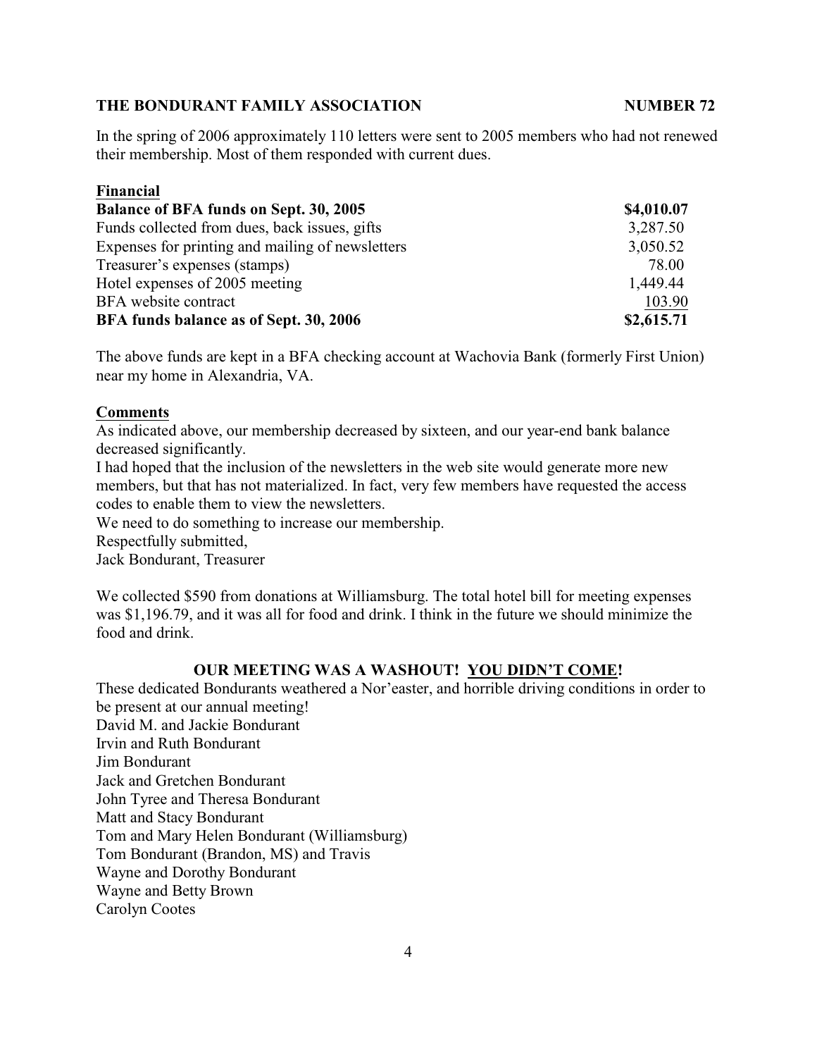**THE BONDURANT FAMILY ASSOCIATION NUMBER 72**

In the spring of 2006 approximately 110 letters were sent to 2005 members who had not renewed their membership. Most of them responded with current dues.

**Financial**

| | |
|---|---|
| **Balance of BFA funds on Sept. 30, 2005** | **$4,010.07** |
| Funds collected from dues, back issues, gifts | 3,287.50 |
| Expenses for printing and mailing of newsletters | 3,050.52 |
| Treasurer's expenses (stamps) | 78.00 |
| Hotel expenses of 2005 meeting | 1,449.44 |
| BFA website contract | 103.90 |
| **BFA funds balance as of Sept. 30, 2006** | **$2,615.71** |

The above funds are kept in a BFA checking account at Wachovia Bank (formerly First Union) near my home in Alexandria, VA.

**Comments**

As indicated above, our membership decreased by sixteen, and our year-end bank balance decreased significantly.

I had hoped that the inclusion of the newsletters in the web site would generate more new members, but that has not materialized. In fact, very few members have requested the access codes to enable them to view the newsletters.

We need to do something to increase our membership.

Respectfully submitted,
Jack Bondurant, Treasurer

We collected $590 from donations at Williamsburg. The total hotel bill for meeting expenses was $1,196.79, and it was all for food and drink. I think in the future we should minimize the food and drink.

## OUR MEETING WAS A WASHOUT! YOU DIDN'T COME!

These dedicated Bondurants weathered a Nor'easter, and horrible driving conditions in order to be present at our annual meeting!

David M. and Jackie Bondurant
Irvin and Ruth Bondurant
Jim Bondurant
Jack and Gretchen Bondurant
John Tyree and Theresa Bondurant
Matt and Stacy Bondurant
Tom and Mary Helen Bondurant (Williamsburg)
Tom Bondurant (Brandon, MS) and Travis
Wayne and Dorothy Bondurant
Wayne and Betty Brown
Carolyn Cootes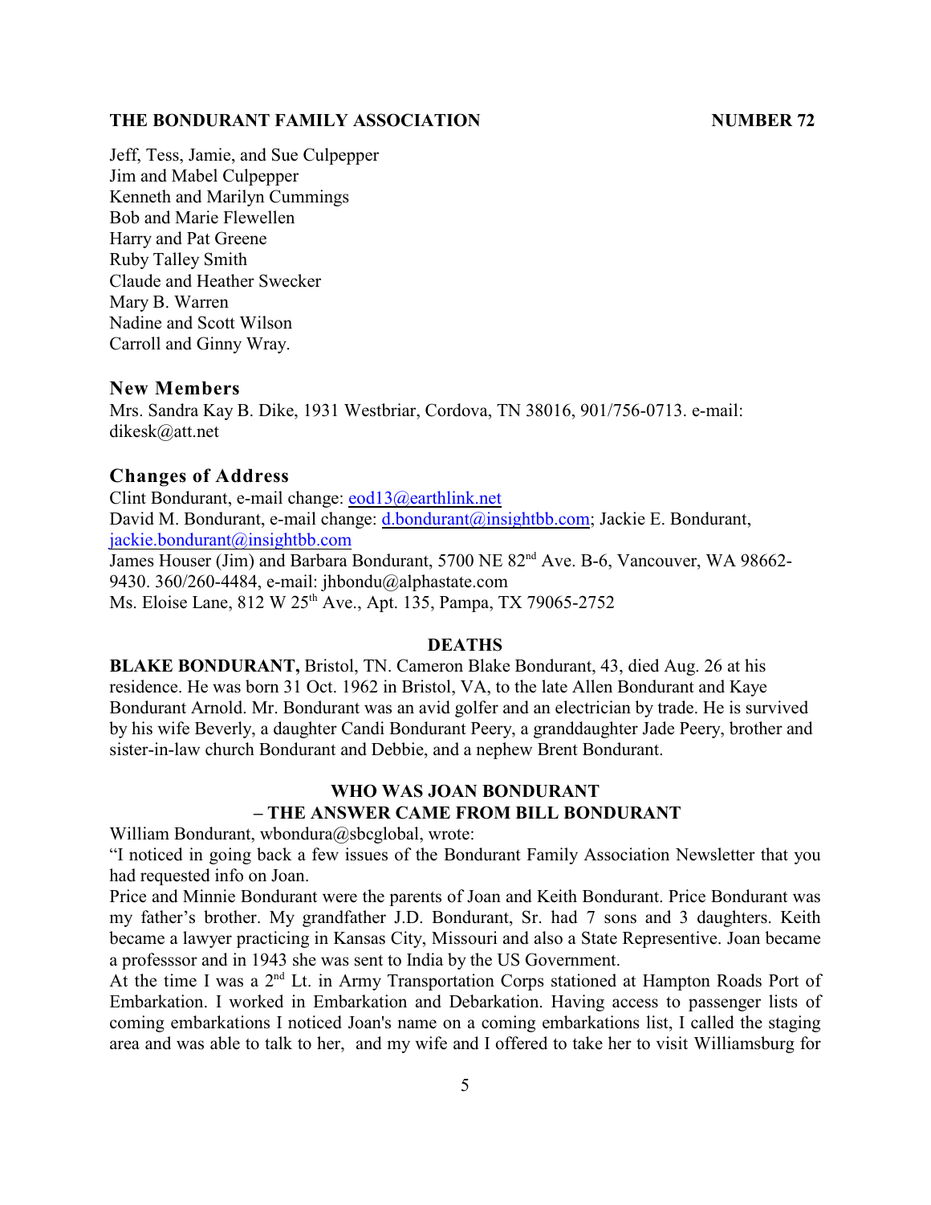Jeff, Tess, Jamie, and Sue Culpepper
Jim and Mabel Culpepper
Kenneth and Marilyn Cummings
Bob and Marie Flewellen
Harry and Pat Greene
Ruby Talley Smith
Claude and Heather Swecker
Mary B. Warren
Nadine and Scott Wilson
Carroll and Ginny Wray.

### New Members

Mrs. Sandra Kay B. Dike, 1931 Westbriar, Cordova, TN 38016, 901/756-0713. e-mail: dikesk@att.net

### Changes of Address

Clint Bondurant, e-mail change: eod13@earthlink.net
David M. Bondurant, e-mail change: d.bondurant@insightbb.com; Jackie E. Bondurant, jackie.bondurant@insightbb.com
James Houser (Jim) and Barbara Bondurant, 5700 NE 82nd Ave. B-6, Vancouver, WA 98662-9430. 360/260-4484, e-mail: jhbondu@alphastate.com
Ms. Eloise Lane, 812 W 25th Ave., Apt. 135, Pampa, TX 79065-2752

## DEATHS

**BLAKE BONDURANT,** Bristol, TN. Cameron Blake Bondurant, 43, died Aug. 26 at his residence. He was born 31 Oct. 1962 in Bristol, VA, to the late Allen Bondurant and Kaye Bondurant Arnold. Mr. Bondurant was an avid golfer and an electrician by trade. He is survived by his wife Beverly, a daughter Candi Bondurant Peery, a granddaughter Jade Peery, brother and sister-in-law church Bondurant and Debbie, and a nephew Brent Bondurant.

## WHO WAS JOAN BONDURANT – THE ANSWER CAME FROM BILL BONDURANT

William Bondurant, wbondura@sbcglobal, wrote:

"I noticed in going back a few issues of the Bondurant Family Association Newsletter that you had requested info on Joan.

Price and Minnie Bondurant were the parents of Joan and Keith Bondurant. Price Bondurant was my father's brother. My grandfather J.D. Bondurant, Sr. had 7 sons and 3 daughters. Keith became a lawyer practicing in Kansas City, Missouri and also a State Representive. Joan became a professsor and in 1943 she was sent to India by the US Government.

At the time I was a 2nd Lt. in Army Transportation Corps stationed at Hampton Roads Port of Embarkation. I worked in Embarkation and Debarkation. Having access to passenger lists of coming embarkations I noticed Joan's name on a coming embarkations list, I called the staging area and was able to talk to her, and my wife and I offered to take her to visit Williamsburg for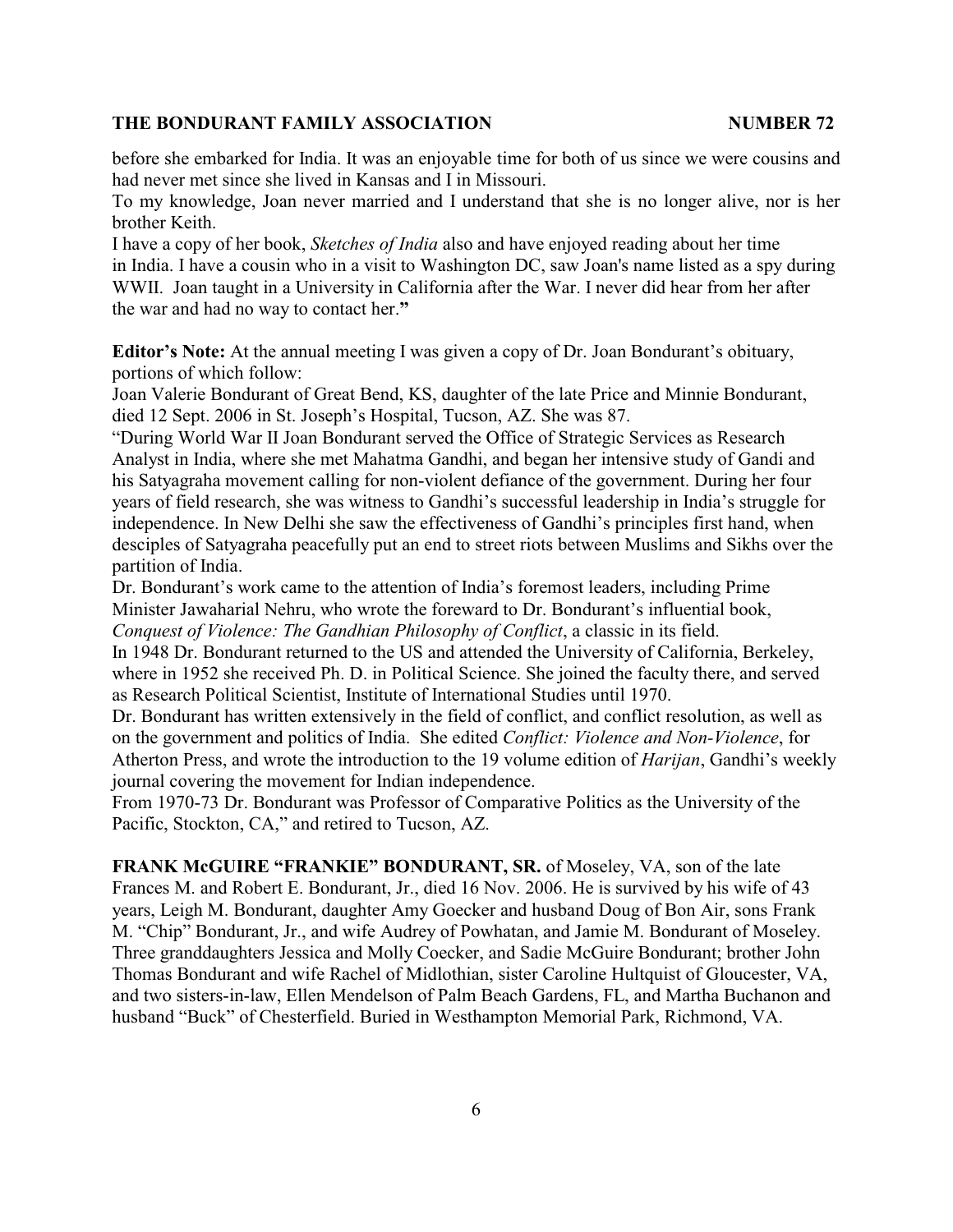before she embarked for India. It was an enjoyable time for both of us since we were cousins and had never met since she lived in Kansas and I in Missouri.

To my knowledge, Joan never married and I understand that she is no longer alive, nor is her brother Keith.

I have a copy of her book, *Sketches of India* also and have enjoyed reading about her time in India. I have a cousin who in a visit to Washington DC, saw Joan's name listed as a spy during WWII. Joan taught in a University in California after the War. I never did hear from her after the war and had no way to contact her.**"**

**Editor's Note:** At the annual meeting I was given a copy of Dr. Joan Bondurant's obituary, portions of which follow:

Joan Valerie Bondurant of Great Bend, KS, daughter of the late Price and Minnie Bondurant, died 12 Sept. 2006 in St. Joseph's Hospital, Tucson, AZ. She was 87.

"During World War II Joan Bondurant served the Office of Strategic Services as Research Analyst in India, where she met Mahatma Gandhi, and began her intensive study of Gandi and his Satyagraha movement calling for non-violent defiance of the government. During her four years of field research, she was witness to Gandhi's successful leadership in India's struggle for independence. In New Delhi she saw the effectiveness of Gandhi's principles first hand, when desciples of Satyagraha peacefully put an end to street riots between Muslims and Sikhs over the partition of India.

Dr. Bondurant's work came to the attention of India's foremost leaders, including Prime Minister Jawaharial Nehru, who wrote the foreward to Dr. Bondurant's influential book, *Conquest of Violence: The Gandhian Philosophy of Conflict*, a classic in its field.

In 1948 Dr. Bondurant returned to the US and attended the University of California, Berkeley, where in 1952 she received Ph. D. in Political Science. She joined the faculty there, and served as Research Political Scientist, Institute of International Studies until 1970.

Dr. Bondurant has written extensively in the field of conflict, and conflict resolution, as well as on the government and politics of India. She edited *Conflict: Violence and Non-Violence*, for Atherton Press, and wrote the introduction to the 19 volume edition of *Harijan*, Gandhi's weekly journal covering the movement for Indian independence.

From 1970-73 Dr. Bondurant was Professor of Comparative Politics as the University of the Pacific, Stockton, CA," and retired to Tucson, AZ.

**FRANK McGUIRE "FRANKIE" BONDURANT, SR.** of Moseley, VA, son of the late Frances M. and Robert E. Bondurant, Jr., died 16 Nov. 2006. He is survived by his wife of 43 years, Leigh M. Bondurant, daughter Amy Goecker and husband Doug of Bon Air, sons Frank M. "Chip" Bondurant, Jr., and wife Audrey of Powhatan, and Jamie M. Bondurant of Moseley. Three granddaughters Jessica and Molly Coecker, and Sadie McGuire Bondurant; brother John Thomas Bondurant and wife Rachel of Midlothian, sister Caroline Hultquist of Gloucester, VA, and two sisters-in-law, Ellen Mendelson of Palm Beach Gardens, FL, and Martha Buchanon and husband "Buck" of Chesterfield. Buried in Westhampton Memorial Park, Richmond, VA.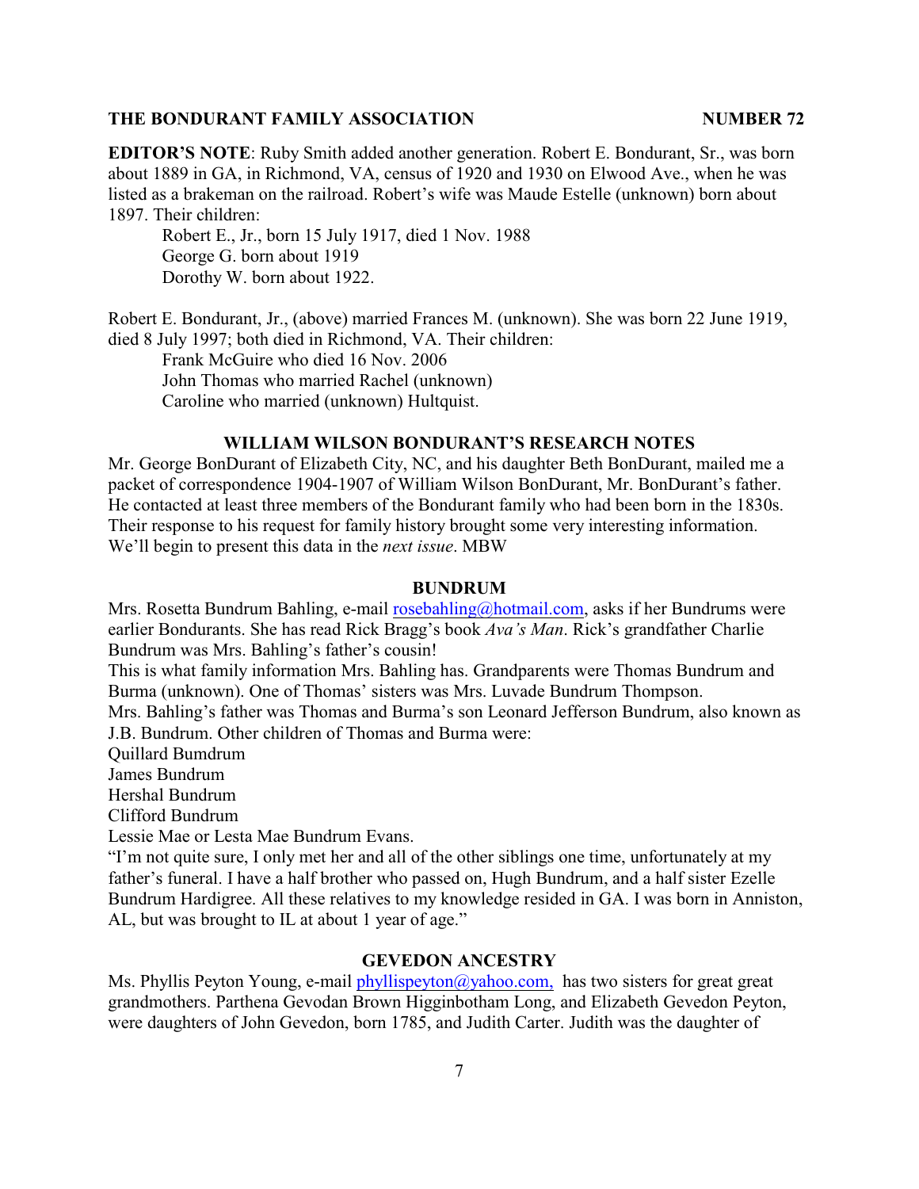**EDITOR'S NOTE**: Ruby Smith added another generation. Robert E. Bondurant, Sr., was born about 1889 in GA, in Richmond, VA, census of 1920 and 1930 on Elwood Ave., when he was listed as a brakeman on the railroad. Robert's wife was Maude Estelle (unknown) born about 1897. Their children:

Robert E., Jr., born 15 July 1917, died 1 Nov. 1988
George G. born about 1919
Dorothy W. born about 1922.

Robert E. Bondurant, Jr., (above) married Frances M. (unknown). She was born 22 June 1919, died 8 July 1997; both died in Richmond, VA. Their children:

Frank McGuire who died 16 Nov. 2006
John Thomas who married Rachel (unknown)
Caroline who married (unknown) Hultquist.

## WILLIAM WILSON BONDURANT'S RESEARCH NOTES

Mr. George BonDurant of Elizabeth City, NC, and his daughter Beth BonDurant, mailed me a packet of correspondence 1904-1907 of William Wilson BonDurant, Mr. BonDurant's father. He contacted at least three members of the Bondurant family who had been born in the 1830s. Their response to his request for family history brought some very interesting information. We'll begin to present this data in the *next issue*. MBW

## BUNDRUM

Mrs. Rosetta Bundrum Bahling, e-mail rosebahling@hotmail.com, asks if her Bundrums were earlier Bondurants. She has read Rick Bragg's book *Ava's Man*. Rick's grandfather Charlie Bundrum was Mrs. Bahling's father's cousin!

This is what family information Mrs. Bahling has. Grandparents were Thomas Bundrum and Burma (unknown). One of Thomas' sisters was Mrs. Luvade Bundrum Thompson.

Mrs. Bahling's father was Thomas and Burma's son Leonard Jefferson Bundrum, also known as J.B. Bundrum. Other children of Thomas and Burma were:

Quillard Bumdrum
James Bundrum
Hershal Bundrum
Clifford Bundrum
Lessie Mae or Lesta Mae Bundrum Evans.

"I'm not quite sure, I only met her and all of the other siblings one time, unfortunately at my father's funeral. I have a half brother who passed on, Hugh Bundrum, and a half sister Ezelle Bundrum Hardigree. All these relatives to my knowledge resided in GA. I was born in Anniston, AL, but was brought to IL at about 1 year of age."

## GEVEDON ANCESTRY

Ms. Phyllis Peyton Young, e-mail phyllispeyton@yahoo.com, has two sisters for great great grandmothers. Parthena Gevodan Brown Higginbotham Long, and Elizabeth Gevedon Peyton, were daughters of John Gevedon, born 1785, and Judith Carter. Judith was the daughter of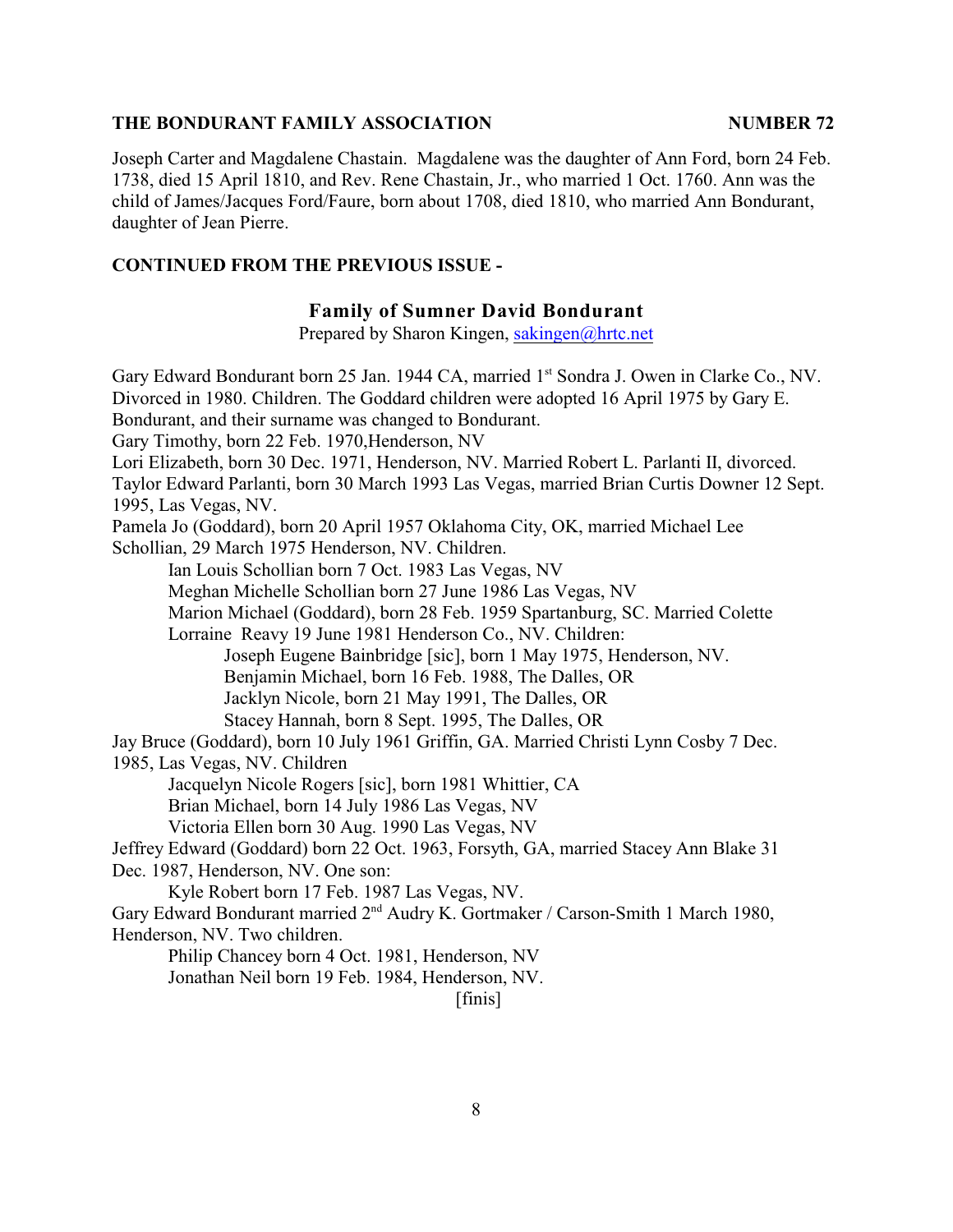Joseph Carter and Magdalene Chastain. Magdalene was the daughter of Ann Ford, born 24 Feb. 1738, died 15 April 1810, and Rev. Rene Chastain, Jr., who married 1 Oct. 1760. Ann was the child of James/Jacques Ford/Faure, born about 1708, died 1810, who married Ann Bondurant, daughter of Jean Pierre.

**CONTINUED FROM THE PREVIOUS ISSUE -**

### Family of Sumner David Bondurant

Prepared by Sharon Kingen, sakingen@hrtc.net

Gary Edward Bondurant born 25 Jan. 1944 CA, married 1st Sondra J. Owen in Clarke Co., NV. Divorced in 1980. Children. The Goddard children were adopted 16 April 1975 by Gary E. Bondurant, and their surname was changed to Bondurant.

Gary Timothy, born 22 Feb. 1970,Henderson, NV

Lori Elizabeth, born 30 Dec. 1971, Henderson, NV. Married Robert L. Parlanti II, divorced.

Taylor Edward Parlanti, born 30 March 1993 Las Vegas, married Brian Curtis Downer 12 Sept. 1995, Las Vegas, NV.

Pamela Jo (Goddard), born 20 April 1957 Oklahoma City, OK, married Michael Lee Schollian, 29 March 1975 Henderson, NV. Children.

    Ian Louis Schollian born 7 Oct. 1983 Las Vegas, NV
    Meghan Michelle Schollian born 27 June 1986 Las Vegas, NV
    Marion Michael (Goddard), born 28 Feb. 1959 Spartanburg, SC. Married Colette Lorraine Reavy 19 June 1981 Henderson Co., NV. Children:
        Joseph Eugene Bainbridge [sic], born 1 May 1975, Henderson, NV.
        Benjamin Michael, born 16 Feb. 1988, The Dalles, OR
        Jacklyn Nicole, born 21 May 1991, The Dalles, OR
        Stacey Hannah, born 8 Sept. 1995, The Dalles, OR

Jay Bruce (Goddard), born 10 July 1961 Griffin, GA. Married Christi Lynn Cosby 7 Dec. 1985, Las Vegas, NV. Children

    Jacquelyn Nicole Rogers [sic], born 1981 Whittier, CA
    Brian Michael, born 14 July 1986 Las Vegas, NV
    Victoria Ellen born 30 Aug. 1990 Las Vegas, NV

Jeffrey Edward (Goddard) born 22 Oct. 1963, Forsyth, GA, married Stacey Ann Blake 31 Dec. 1987, Henderson, NV. One son:

    Kyle Robert born 17 Feb. 1987 Las Vegas, NV.

Gary Edward Bondurant married 2nd Audry K. Gortmaker / Carson-Smith 1 March 1980, Henderson, NV. Two children.

    Philip Chancey born 4 Oct. 1981, Henderson, NV
    Jonathan Neil born 19 Feb. 1984, Henderson, NV.

[finis]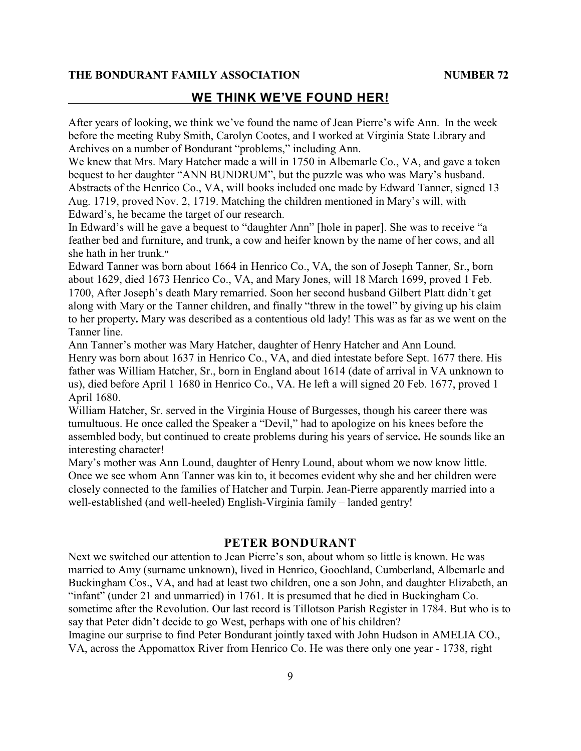## WE THINK WE'VE FOUND HER!

After years of looking, we think we've found the name of Jean Pierre's wife Ann. In the week before the meeting Ruby Smith, Carolyn Cootes, and I worked at Virginia State Library and Archives on a number of Bondurant "problems," including Ann.

We knew that Mrs. Mary Hatcher made a will in 1750 in Albemarle Co., VA, and gave a token bequest to her daughter "ANN BUNDRUM", but the puzzle was who was Mary's husband. Abstracts of the Henrico Co., VA, will books included one made by Edward Tanner, signed 13 Aug. 1719, proved Nov. 2, 1719. Matching the children mentioned in Mary's will, with Edward's, he became the target of our research.

In Edward's will he gave a bequest to "daughter Ann" [hole in paper]. She was to receive "a feather bed and furniture, and trunk, a cow and heifer known by the name of her cows, and all she hath in her trunk."

Edward Tanner was born about 1664 in Henrico Co., VA, the son of Joseph Tanner, Sr., born about 1629, died 1673 Henrico Co., VA, and Mary Jones, will 18 March 1699, proved 1 Feb. 1700, After Joseph's death Mary remarried. Soon her second husband Gilbert Platt didn't get along with Mary or the Tanner children, and finally "threw in the towel" by giving up his claim to her property**.** Mary was described as a contentious old lady! This was as far as we went on the Tanner line.

Ann Tanner's mother was Mary Hatcher, daughter of Henry Hatcher and Ann Lound.

Henry was born about 1637 in Henrico Co., VA, and died intestate before Sept. 1677 there. His father was William Hatcher, Sr., born in England about 1614 (date of arrival in VA unknown to us), died before April 1 1680 in Henrico Co., VA. He left a will signed 20 Feb. 1677, proved 1 April 1680.

William Hatcher, Sr. served in the Virginia House of Burgesses, though his career there was tumultuous. He once called the Speaker a "Devil," had to apologize on his knees before the assembled body, but continued to create problems during his years of service**.** He sounds like an interesting character!

Mary's mother was Ann Lound, daughter of Henry Lound, about whom we now know little. Once we see whom Ann Tanner was kin to, it becomes evident why she and her children were closely connected to the families of Hatcher and Turpin. Jean-Pierre apparently married into a well-established (and well-heeled) English-Virginia family – landed gentry!

## PETER BONDURANT

Next we switched our attention to Jean Pierre's son, about whom so little is known. He was married to Amy (surname unknown), lived in Henrico, Goochland, Cumberland, Albemarle and Buckingham Cos., VA, and had at least two children, one a son John, and daughter Elizabeth, an "infant" (under 21 and unmarried) in 1761. It is presumed that he died in Buckingham Co. sometime after the Revolution. Our last record is Tillotson Parish Register in 1784. But who is to say that Peter didn't decide to go West, perhaps with one of his children?

Imagine our surprise to find Peter Bondurant jointly taxed with John Hudson in AMELIA CO., VA, across the Appomattox River from Henrico Co. He was there only one year - 1738, right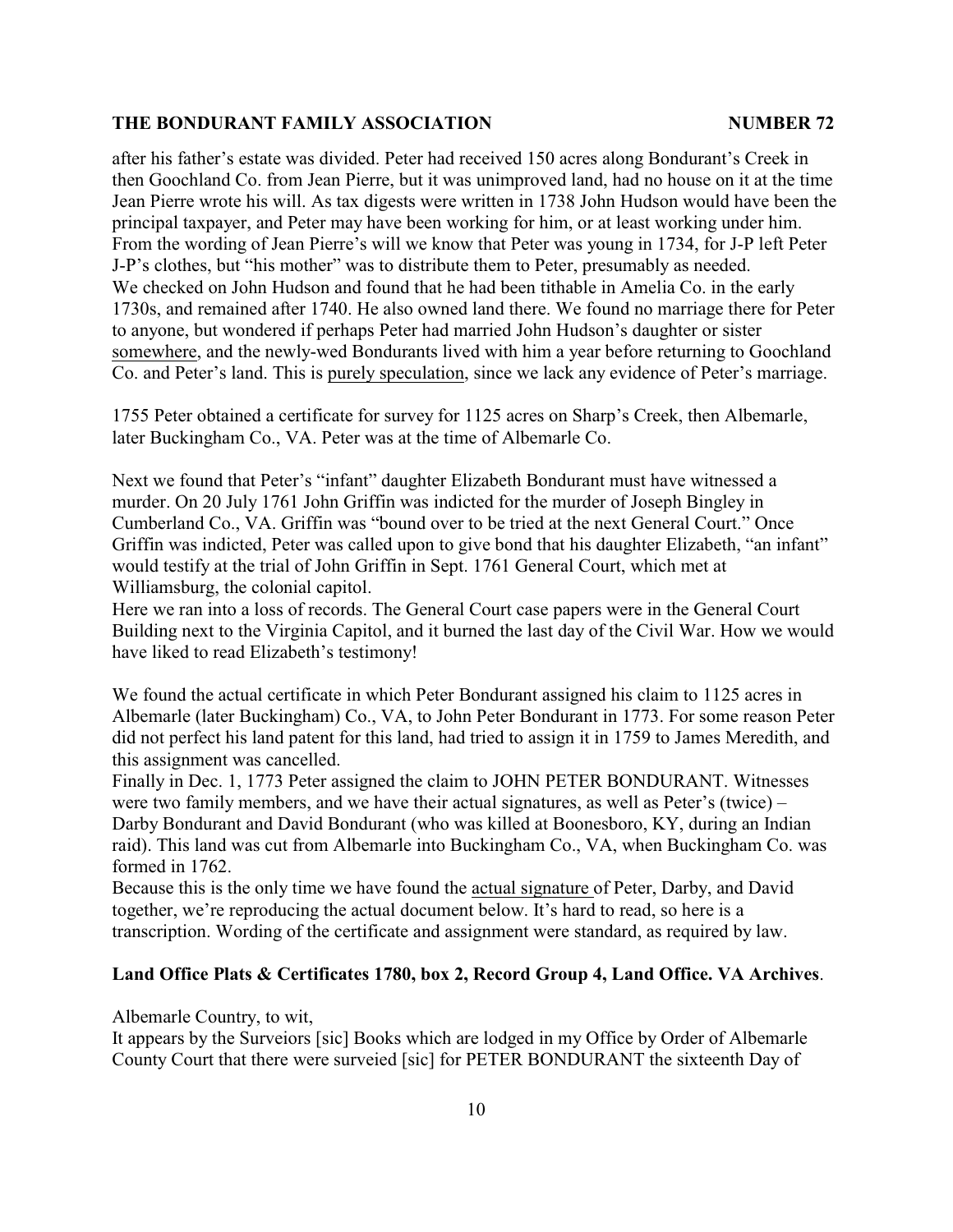after his father's estate was divided. Peter had received 150 acres along Bondurant's Creek in then Goochland Co. from Jean Pierre, but it was unimproved land, had no house on it at the time Jean Pierre wrote his will. As tax digests were written in 1738 John Hudson would have been the principal taxpayer, and Peter may have been working for him, or at least working under him. From the wording of Jean Pierre's will we know that Peter was young in 1734, for J-P left Peter J-P's clothes, but "his mother" was to distribute them to Peter, presumably as needed.
We checked on John Hudson and found that he had been tithable in Amelia Co. in the early 1730s, and remained after 1740. He also owned land there. We found no marriage there for Peter to anyone, but wondered if perhaps Peter had married John Hudson's daughter or sister somewhere, and the newly-wed Bondurants lived with him a year before returning to Goochland Co. and Peter's land. This is purely speculation, since we lack any evidence of Peter's marriage.

1755 Peter obtained a certificate for survey for 1125 acres on Sharp's Creek, then Albemarle, later Buckingham Co., VA. Peter was at the time of Albemarle Co.

Next we found that Peter's "infant" daughter Elizabeth Bondurant must have witnessed a murder. On 20 July 1761 John Griffin was indicted for the murder of Joseph Bingley in Cumberland Co., VA. Griffin was "bound over to be tried at the next General Court." Once Griffin was indicted, Peter was called upon to give bond that his daughter Elizabeth, "an infant" would testify at the trial of John Griffin in Sept. 1761 General Court, which met at Williamsburg, the colonial capitol.
Here we ran into a loss of records. The General Court case papers were in the General Court Building next to the Virginia Capitol, and it burned the last day of the Civil War. How we would have liked to read Elizabeth's testimony!

We found the actual certificate in which Peter Bondurant assigned his claim to 1125 acres in Albemarle (later Buckingham) Co., VA, to John Peter Bondurant in 1773. For some reason Peter did not perfect his land patent for this land, had tried to assign it in 1759 to James Meredith, and this assignment was cancelled.
Finally in Dec. 1, 1773 Peter assigned the claim to JOHN PETER BONDURANT. Witnesses were two family members, and we have their actual signatures, as well as Peter's (twice) – Darby Bondurant and David Bondurant (who was killed at Boonesboro, KY, during an Indian raid). This land was cut from Albemarle into Buckingham Co., VA, when Buckingham Co. was formed in 1762.
Because this is the only time we have found the actual signature of Peter, Darby, and David together, we're reproducing the actual document below. It's hard to read, so here is a transcription. Wording of the certificate and assignment were standard, as required by law.

**Land Office Plats & Certificates 1780, box 2, Record Group 4, Land Office. VA Archives**.

Albemarle Country, to wit,
It appears by the Surveiors [sic] Books which are lodged in my Office by Order of Albemarle County Court that there were surveied [sic] for PETER BONDURANT the sixteenth Day of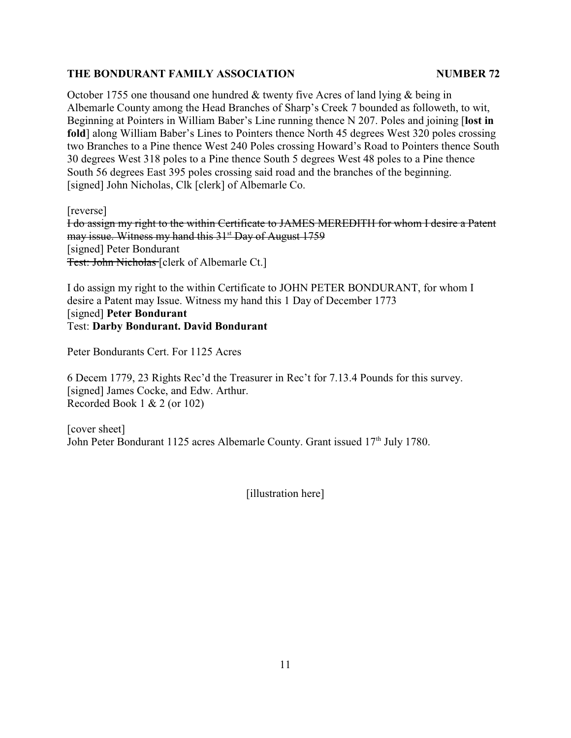October 1755 one thousand one hundred & twenty five Acres of land lying & being in Albemarle County among the Head Branches of Sharp's Creek 7 bounded as followeth, to wit, Beginning at Pointers in William Baber's Line running thence N 207. Poles and joining [**lost in fold**] along William Baber's Lines to Pointers thence North 45 degrees West 320 poles crossing two Branches to a Pine thence West 240 Poles crossing Howard's Road to Pointers thence South 30 degrees West 318 poles to a Pine thence South 5 degrees West 48 poles to a Pine thence South 56 degrees East 395 poles crossing said road and the branches of the beginning.
[signed] John Nicholas, Clk [clerk] of Albemarle Co.

[reverse]
~~I do assign my right to the within Certificate to JAMES MEREDITH for whom I desire a Patent may issue. Witness my hand this 31st Day of August 1759~~
[signed] Peter Bondurant
~~Test: John Nicholas~~ [clerk of Albemarle Ct.]

I do assign my right to the within Certificate to JOHN PETER BONDURANT, for whom I desire a Patent may Issue. Witness my hand this 1 Day of December 1773
[signed] **Peter Bondurant**
Test: **Darby Bondurant. David Bondurant**

Peter Bondurants Cert. For 1125 Acres

6 Decem 1779, 23 Rights Rec'd the Treasurer in Rec't for 7.13.4 Pounds for this survey.
[signed] James Cocke, and Edw. Arthur.
Recorded Book 1 & 2 (or 102)

[cover sheet]
John Peter Bondurant 1125 acres Albemarle County. Grant issued 17th July 1780.

[illustration here]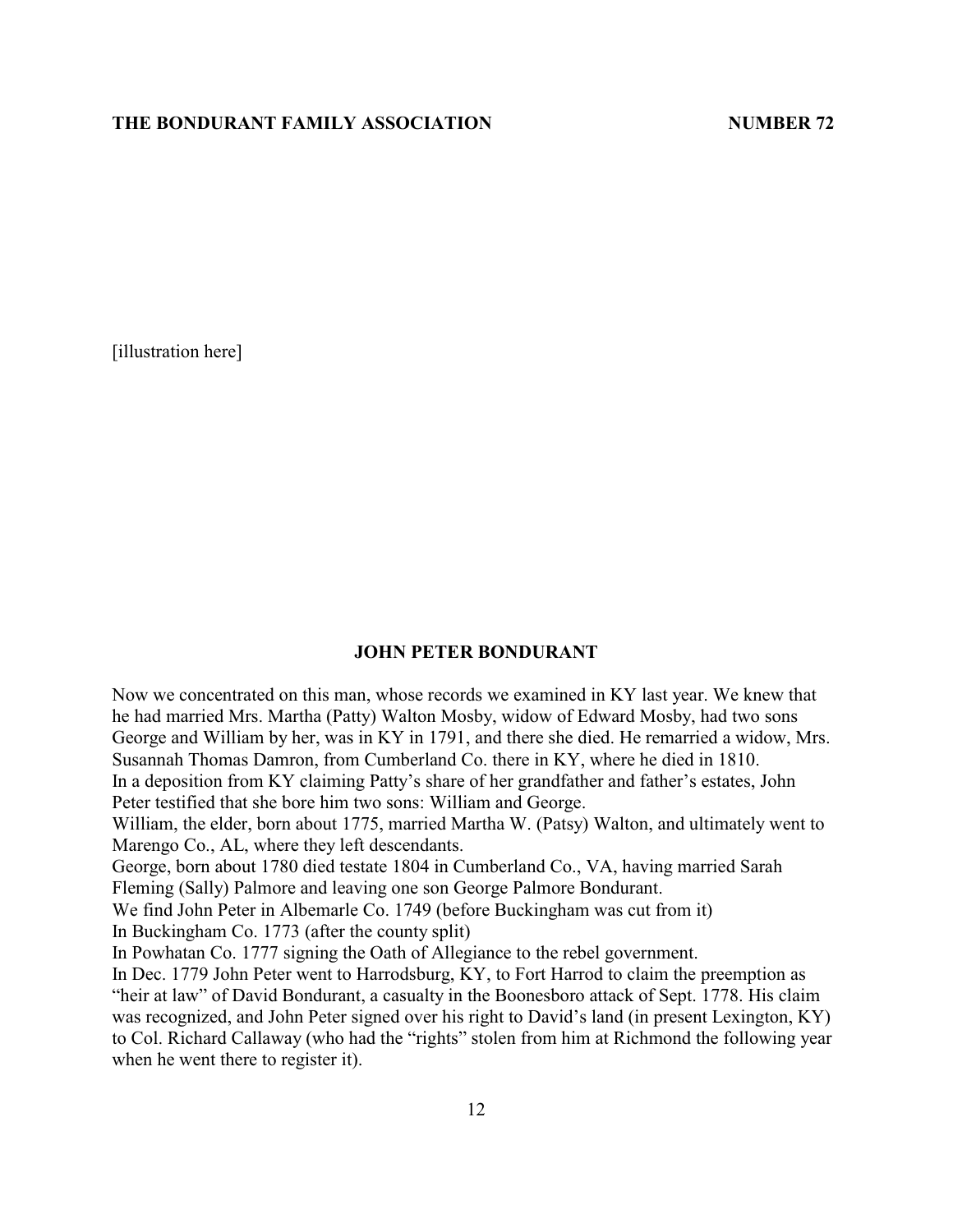[illustration here]

## JOHN PETER BONDURANT

Now we concentrated on this man, whose records we examined in KY last year. We knew that he had married Mrs. Martha (Patty) Walton Mosby, widow of Edward Mosby, had two sons George and William by her, was in KY in 1791, and there she died. He remarried a widow, Mrs. Susannah Thomas Damron, from Cumberland Co. there in KY, where he died in 1810.

In a deposition from KY claiming Patty's share of her grandfather and father's estates, John Peter testified that she bore him two sons: William and George.

William, the elder, born about 1775, married Martha W. (Patsy) Walton, and ultimately went to Marengo Co., AL, where they left descendants.

George, born about 1780 died testate 1804 in Cumberland Co., VA, having married Sarah Fleming (Sally) Palmore and leaving one son George Palmore Bondurant.

We find John Peter in Albemarle Co. 1749 (before Buckingham was cut from it)

In Buckingham Co. 1773 (after the county split)

In Powhatan Co. 1777 signing the Oath of Allegiance to the rebel government.

In Dec. 1779 John Peter went to Harrodsburg, KY, to Fort Harrod to claim the preemption as "heir at law" of David Bondurant, a casualty in the Boonesboro attack of Sept. 1778. His claim was recognized, and John Peter signed over his right to David's land (in present Lexington, KY) to Col. Richard Callaway (who had the "rights" stolen from him at Richmond the following year when he went there to register it).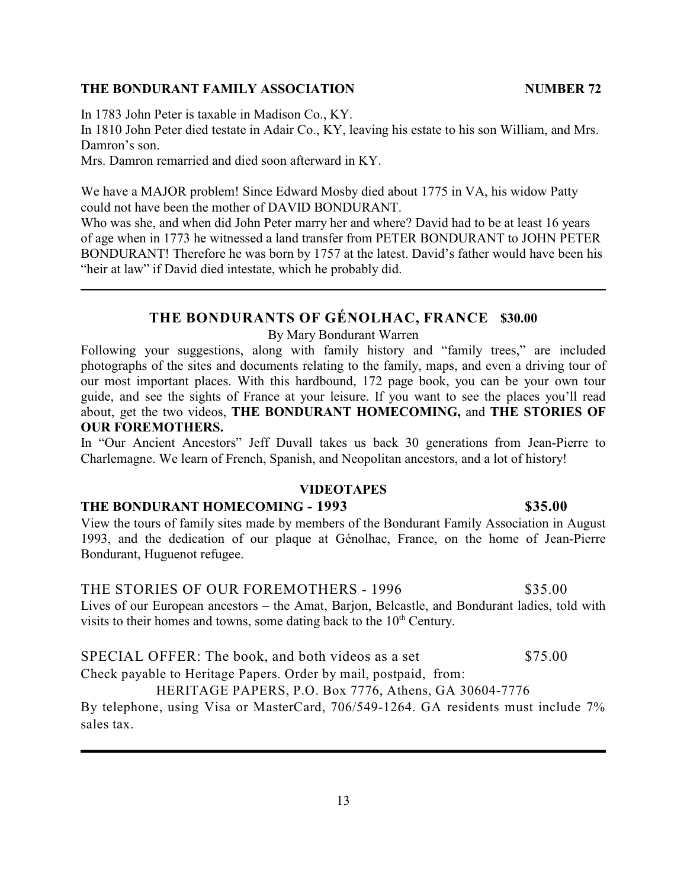In 1783 John Peter is taxable in Madison Co., KY.

In 1810 John Peter died testate in Adair Co., KY, leaving his estate to his son William, and Mrs. Damron's son.

Mrs. Damron remarried and died soon afterward in KY.

We have a MAJOR problem! Since Edward Mosby died about 1775 in VA, his widow Patty could not have been the mother of DAVID BONDURANT.

Who was she, and when did John Peter marry her and where? David had to be at least 16 years of age when in 1773 he witnessed a land transfer from PETER BONDURANT to JOHN PETER BONDURANT! Therefore he was born by 1757 at the latest. David's father would have been his "heir at law" if David died intestate, which he probably did.

---

## THE BONDURANTS OF GÉNOLHAC, FRANCE **$30.00**

By Mary Bondurant Warren

Following your suggestions, along with family history and "family trees," are included photographs of the sites and documents relating to the family, maps, and even a driving tour of our most important places. With this hardbound, 172 page book, you can be your own tour guide, and see the sights of France at your leisure. If you want to see the places you'll read about, get the two videos, **THE BONDURANT HOMECOMING,** and **THE STORIES OF OUR FOREMOTHERS.**

In "Our Ancient Ancestors" Jeff Duvall takes us back 30 generations from Jean-Pierre to Charlemagne. We learn of French, Spanish, and Neopolitan ancestors, and a lot of history!

### VIDEOTAPES

**THE BONDURANT HOMECOMING - 1993 $35.00**

View the tours of family sites made by members of the Bondurant Family Association in August 1993, and the dedication of our plaque at Génolhac, France, on the home of Jean-Pierre Bondurant, Huguenot refugee.

THE STORIES OF OUR FOREMOTHERS - 1996 $35.00

Lives of our European ancestors – the Amat, Barjon, Belcastle, and Bondurant ladies, told with visits to their homes and towns, some dating back to the 10th Century.

SPECIAL OFFER: The book, and both videos as a set $75.00

Check payable to Heritage Papers. Order by mail, postpaid, from:

HERITAGE PAPERS, P.O. Box 7776, Athens, GA 30604-7776

By telephone, using Visa or MasterCard, 706/549-1264. GA residents must include 7% sales tax.

---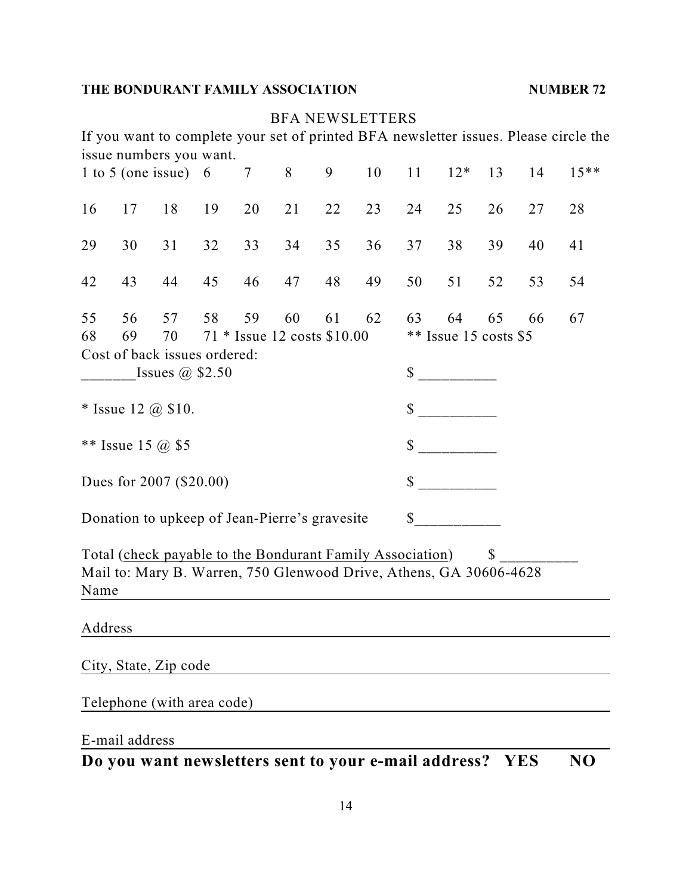## BFA NEWSLETTERS

If you want to complete your set of printed BFA newsletter issues. Please circle the issue numbers you want.

| | | | | | | | | | | | | |
|---|---|---|---|---|---|---|---|---|---|---|---|---|
| 1 to 5 (one issue) | | | 6 | 7 | 8 | 9 | 10 | 11 | 12* | 13 | 14 | 15** |
| 16 | 17 | 18 | 19 | 20 | 21 | 22 | 23 | 24 | 25 | 26 | 27 | 28 |
| 29 | 30 | 31 | 32 | 33 | 34 | 35 | 36 | 37 | 38 | 39 | 40 | 41 |
| 42 | 43 | 44 | 45 | 46 | 47 | 48 | 49 | 50 | 51 | 52 | 53 | 54 |
| 55 | 56 | 57 | 58 | 59 | 60 | 61 | 62 | 63 | 64 | 65 | 66 | 67 |
| 68 | 69 | 70 | 71 | | | | | | | | | |

* Issue 12 costs $10.00 ** Issue 15 costs $5

Cost of back issues ordered:

_______Issues @ $2.50 $ __________

* Issue 12 @ $10. $ __________

** Issue 15 @ $5 $ __________

Dues for 2007 ($20.00) $ __________

Donation to upkeep of Jean-Pierre's gravesite $___________

Total (check payable to the Bondurant Family Association) $ __________

Mail to: Mary B. Warren, 750 Glenwood Drive, Athens, GA 30606-4628

Name ______________________________

Address ______________________________

City, State, Zip code ______________________________

Telephone (with area code) ______________________________

E-mail address ______________________________

**Do you want newsletters sent to your e-mail address? YES NO**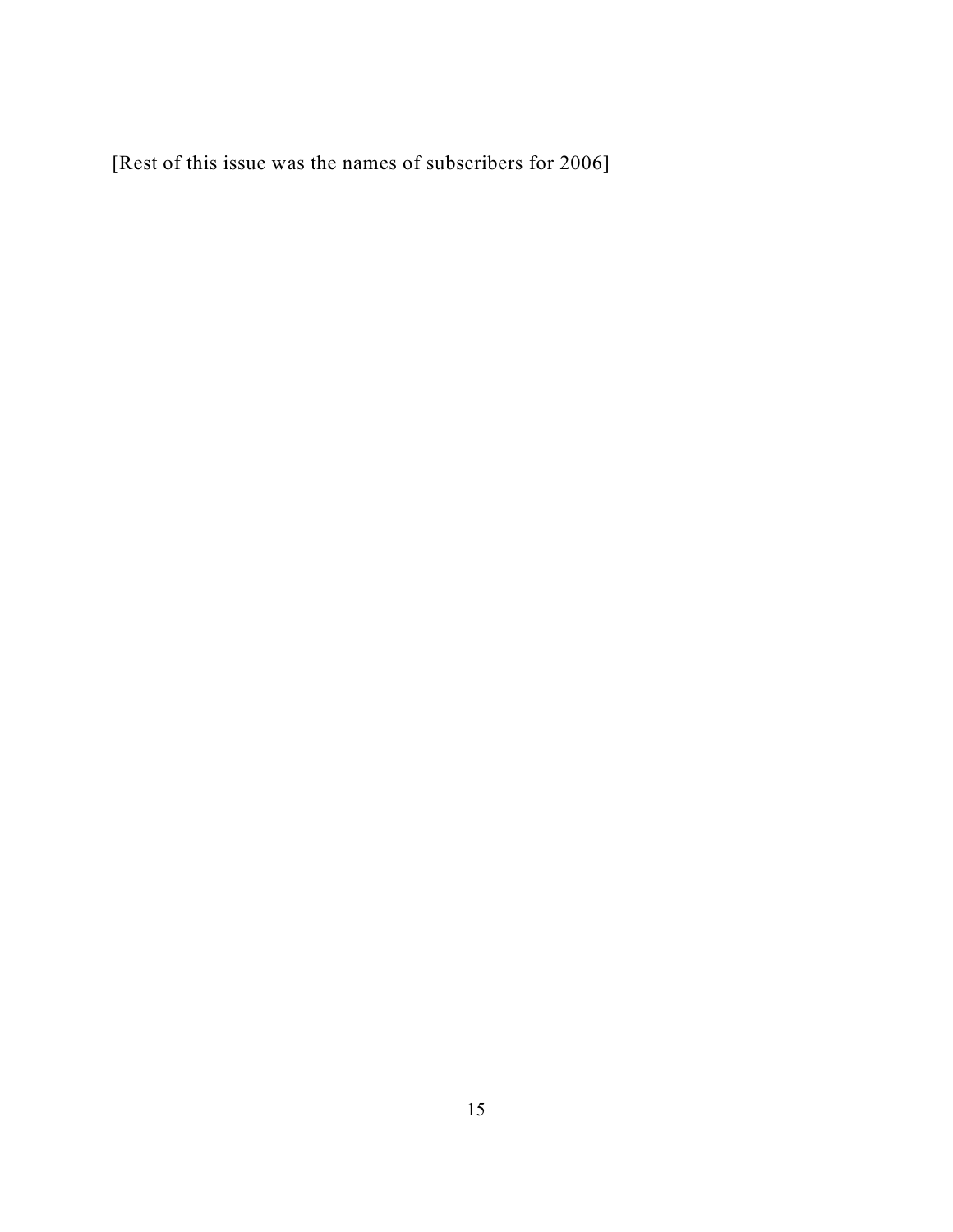[Rest of this issue was the names of subscribers for 2006]